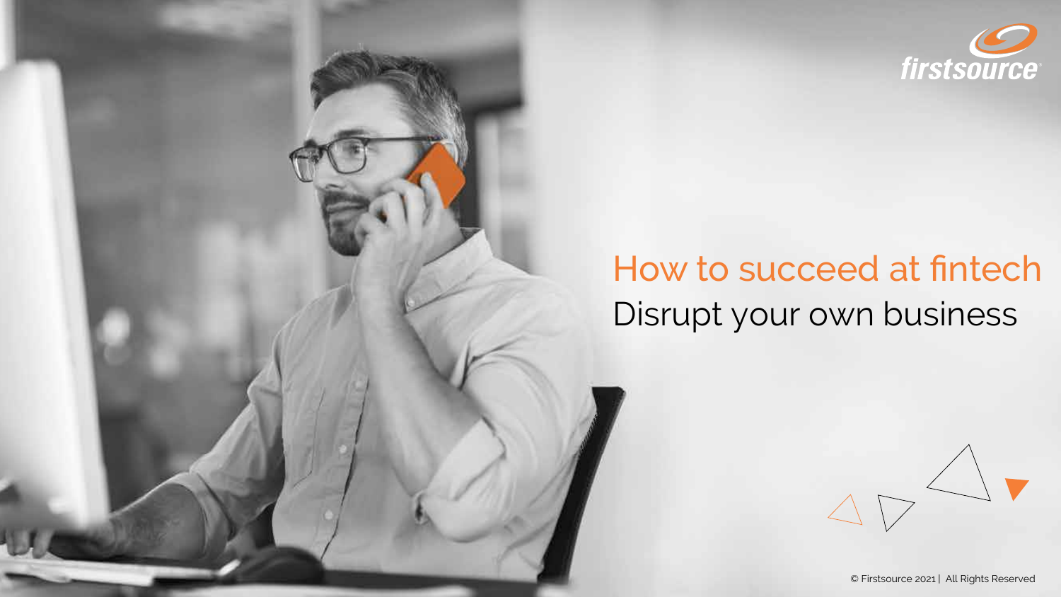# How to succeed at fintech

## Disrupt your own business

© Firstsource 2021 | All Rights Reserved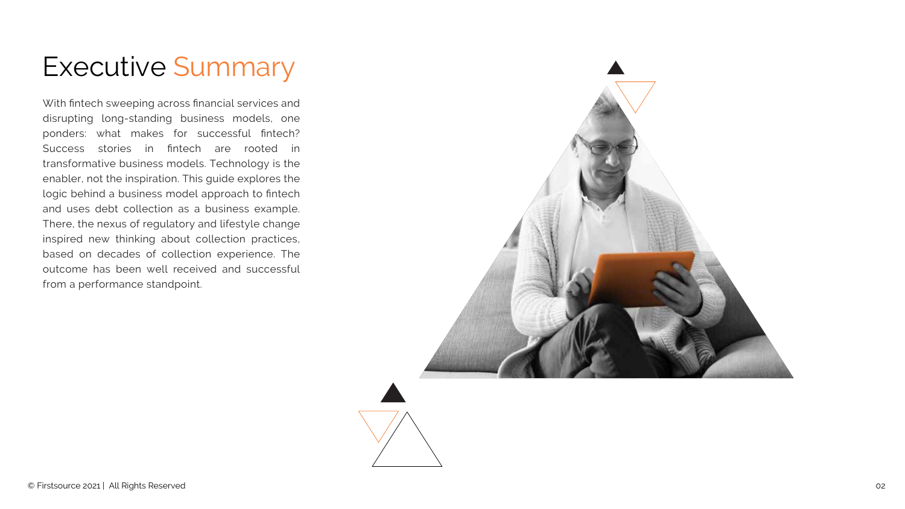# Executive Summary

With fintech sweeping across financial services and disrupting long-standing business models, one ponders: what makes for successful fintech? Success stories in fintech are rooted in transformative business models. Technology is the enabler, not the inspiration. This guide explores the logic behind a business model approach to fintech and uses debt collection as a business example. There, the nexus of regulatory and lifestyle change inspired new thinking about collection practices, based on decades of collection experience. The outcome has been well received and successful from a performance standpoint.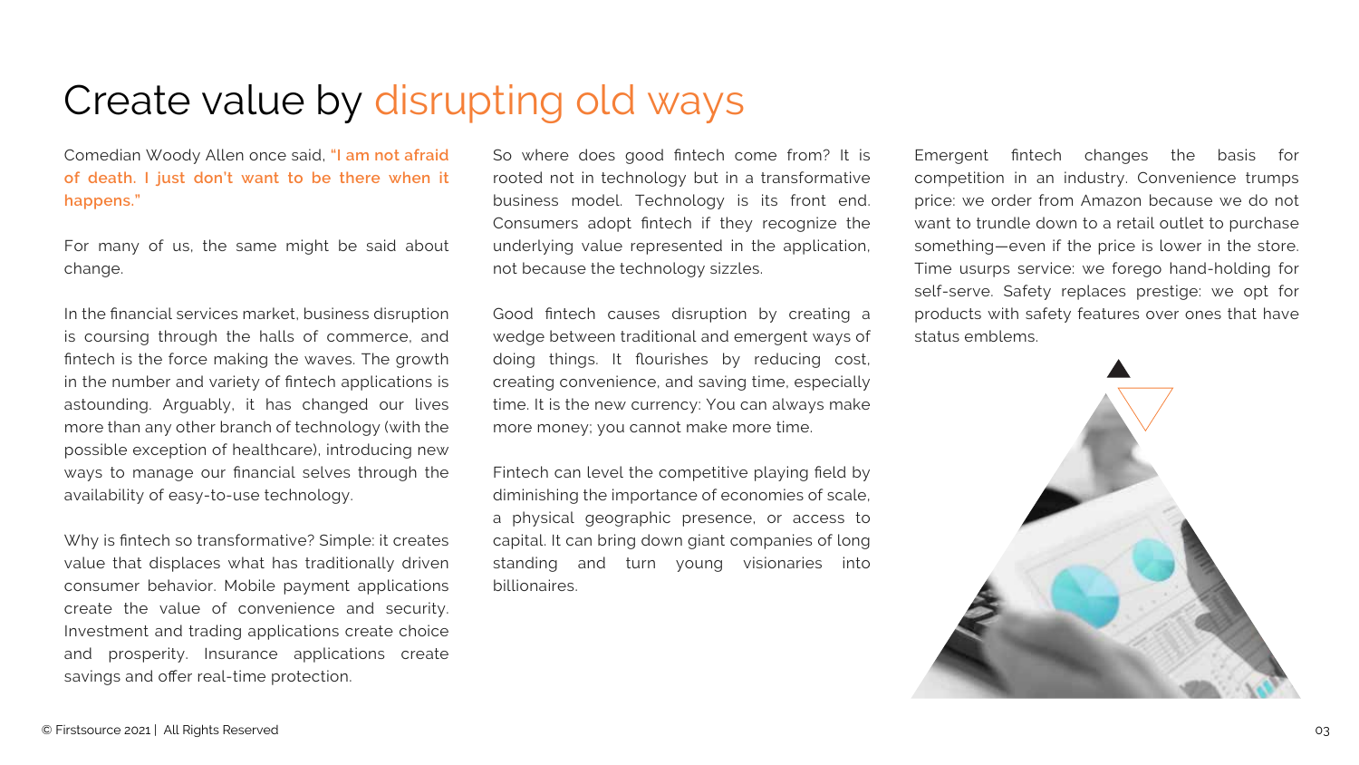# Create value by disrupting old ways

Comedian Woody Allen once said, **"I am not afraid of death. I just don't want to be there when it happens."**

For many of us, the same might be said about change.

In the financial services market, business disruption is coursing through the halls of commerce, and fintech is the force making the waves. The growth in the number and variety of fintech applications is astounding. Arguably, it has changed our lives more than any other branch of technology (with the possible exception of healthcare), introducing new ways to manage our financial selves through the availability of easy-to-use technology.

Why is fintech so transformative? Simple: it creates value that displaces what has traditionally driven consumer behavior. Mobile payment applications create the value of convenience and security. Investment and trading applications create choice and prosperity. Insurance applications create savings and offer real-time protection.

So where does good fintech come from? It is rooted not in technology but in a transformative business model. Technology is its front end. Consumers adopt fintech if they recognize the underlying value represented in the application, not because the technology sizzles.

Good fintech causes disruption by creating a wedge between traditional and emergent ways of doing things. It flourishes by reducing cost, creating convenience, and saving time, especially time. It is the new currency: You can always make more money; you cannot make more time.

Fintech can level the competitive playing field by diminishing the importance of economies of scale, a physical geographic presence, or access to capital. It can bring down giant companies of long standing and turn young visionaries into billionaires.

Emergent fintech changes the basis for competition in an industry. Convenience trumps price: we order from Amazon because we do not want to trundle down to a retail outlet to purchase something—even if the price is lower in the store. Time usurps service: we forego hand-holding for self-serve. Safety replaces prestige: we opt for products with safety features over ones that have status emblems.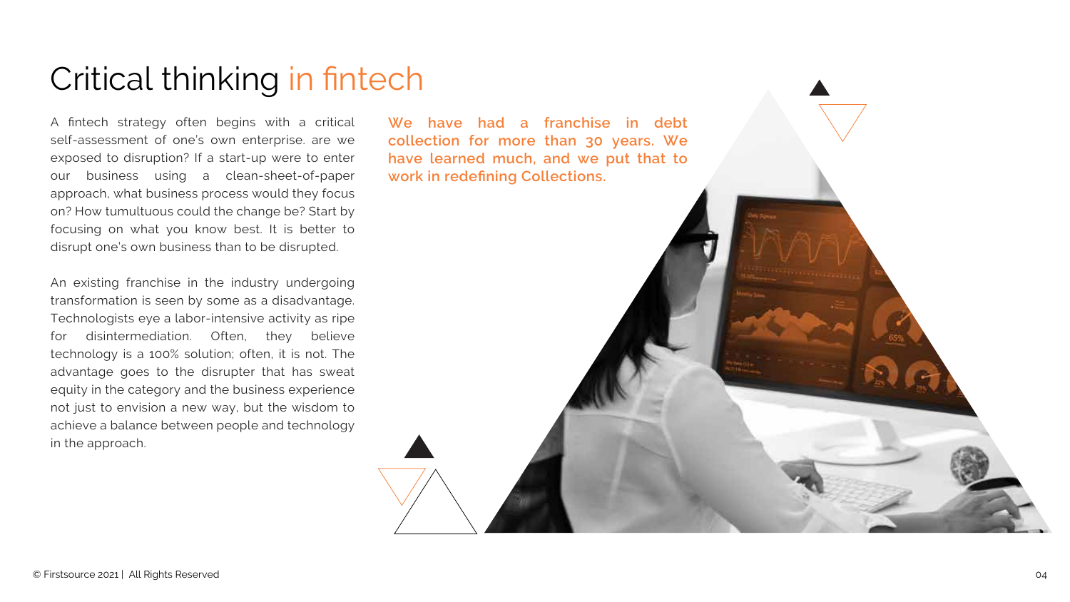# Critical thinking in fintech

A fintech strategy often begins with a critical self-assessment of one's own enterprise. are we exposed to disruption? If a start-up were to enter our business using a clean-sheet-of-paper approach, what business process would they focus on? How tumultuous could the change be? Start by focusing on what you know best. It is better to disrupt one's own business than to be disrupted.

An existing franchise in the industry undergoing transformation is seen by some as a disadvantage. Technologists eye a labor-intensive activity as ripe for disintermediation. Often, they believe technology is a 100% solution; often, it is not. The advantage goes to the disrupter that has sweat equity in the category and the business experience not just to envision a new way, but the wisdom to achieve a balance between people and technology in the approach.

**We have had a franchise in debt collection for more than 30 years. We have learned much, and we put that to work in redefining Collections.**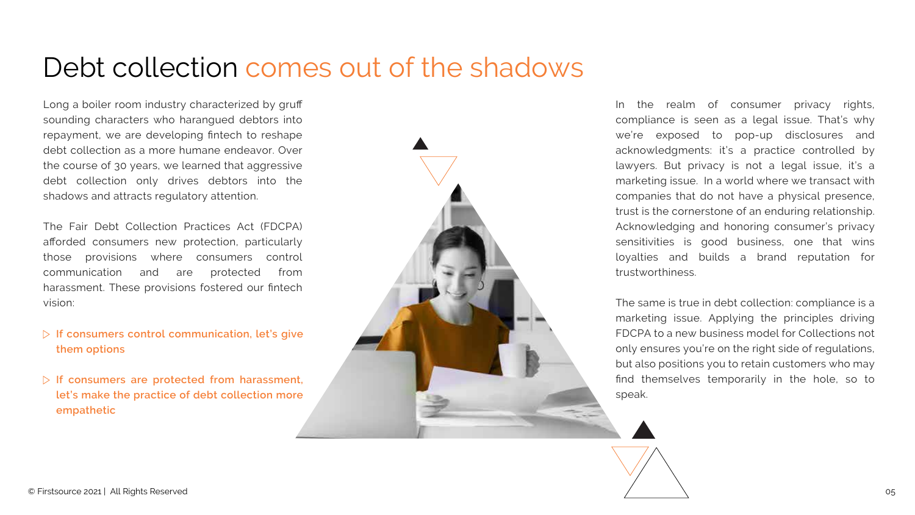# Debt collection comes out of the shadows

Long a boiler room industry characterized by gruff sounding characters who harangued debtors into repayment, we are developing fintech to reshape debt collection as a more humane endeavor. Over the course of 30 years, we learned that aggressive debt collection only drives debtors into the shadows and attracts regulatory attention.

The Fair Debt Collection Practices Act (FDCPA) afforded consumers new protection, particularly those provisions where consumers control communication and are protected from harassment. These provisions fostered our fintech vision:

- **If consumers control communication, let's give them options**
- **If consumers are protected from harassment, let's make the practice of debt collection more empathetic**

In the realm of consumer privacy rights, compliance is seen as a legal issue. That's why we're exposed to pop-up disclosures and acknowledgments: it's a practice controlled by lawyers. But privacy is not a legal issue, it's a marketing issue. In a world where we transact with companies that do not have a physical presence, trust is the cornerstone of an enduring relationship. Acknowledging and honoring consumer's privacy sensitivities is good business, one that wins loyalties and builds a brand reputation for trustworthiness.

The same is true in debt collection: compliance is a marketing issue. Applying the principles driving FDCPA to a new business model for Collections not only ensures you're on the right side of regulations, but also positions you to retain customers who may find themselves temporarily in the hole, so to speak.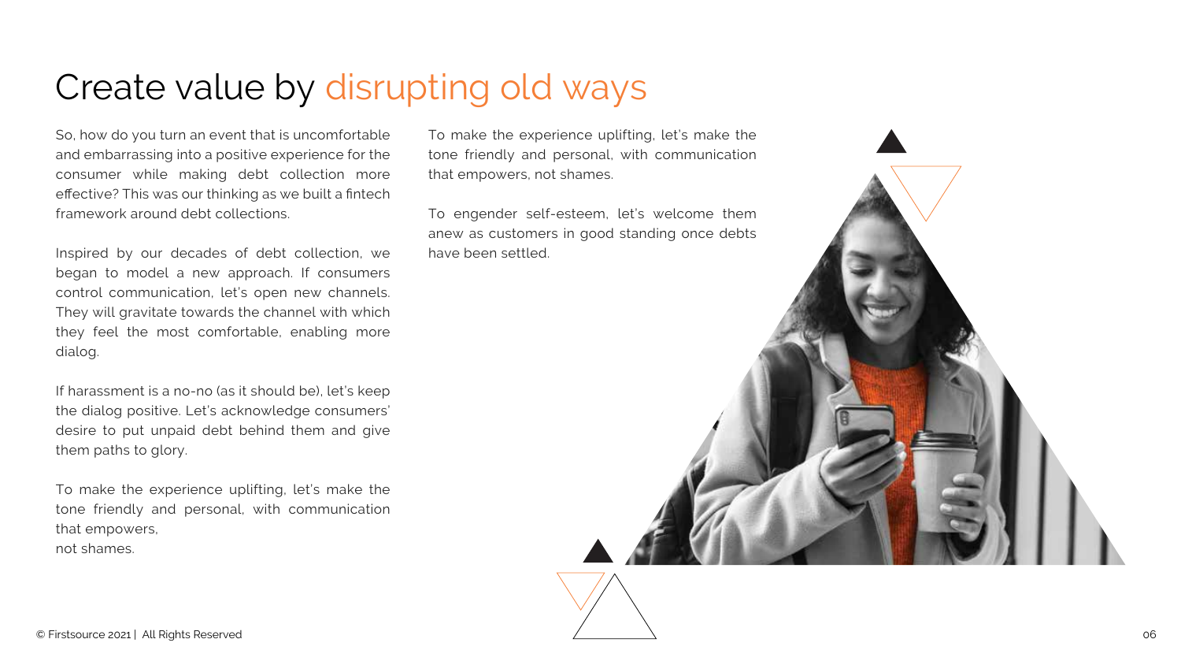# Create value by disrupting old ways

So, how do you turn an event that is uncomfortable and embarrassing into a positive experience for the consumer while making debt collection more effective? This was our thinking as we built a fintech framework around debt collections.

Inspired by our decades of debt collection, we began to model a new approach. If consumers control communication, let's open new channels. They will gravitate towards the channel with which they feel the most comfortable, enabling more dialog.

If harassment is a no-no (as it should be), let's keep the dialog positive. Let's acknowledge consumers' desire to put unpaid debt behind them and give them paths to glory.

To make the experience uplifting, let's make the tone friendly and personal, with communication that empowers, not shames.

To make the experience uplifting, let's make the tone friendly and personal, with communication that empowers, not shames.

To engender self-esteem, let's welcome them anew as customers in good standing once debts have been settled.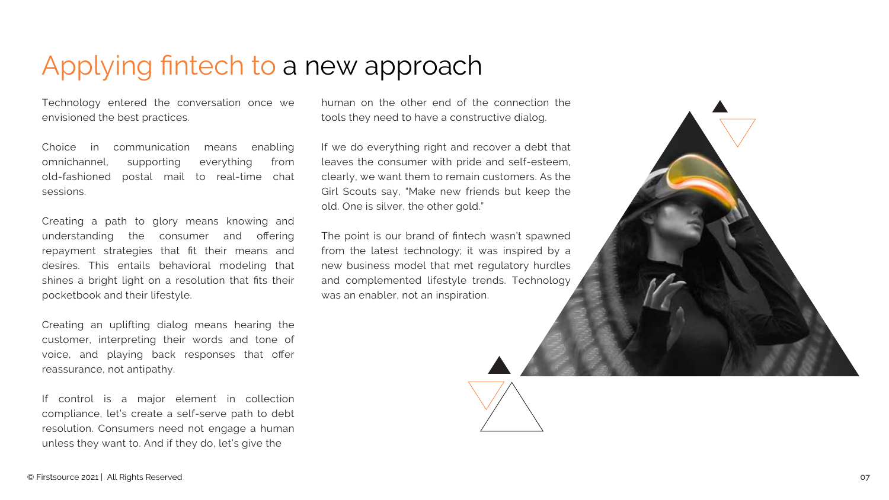# Applying fintech to a new approach

Technology entered the conversation once we envisioned the best practices.

Choice in communication means enabling omnichannel, supporting everything from old-fashioned postal mail to real-time chat sessions.

Creating a path to glory means knowing and understanding the consumer and offering repayment strategies that fit their means and desires. This entails behavioral modeling that shines a bright light on a resolution that fits their pocketbook and their lifestyle.

Creating an uplifting dialog means hearing the customer, interpreting their words and tone of voice, and playing back responses that offer reassurance, not antipathy.

If control is a major element in collection compliance, let's create a self-serve path to debt resolution. Consumers need not engage a human unless they want to. And if they do, let's give the human on the other end of the connection the tools they need to have a constructive dialog.

If we do everything right and recover a debt that leaves the consumer with pride and self-esteem, clearly, we want them to remain customers. As the Girl Scouts say, "Make new friends but keep the old. One is silver, the other gold."

The point is our brand of fintech wasn't spawned from the latest technology; it was inspired by a new business model that met regulatory hurdles and complemented lifestyle trends. Technology was an enabler, not an inspiration.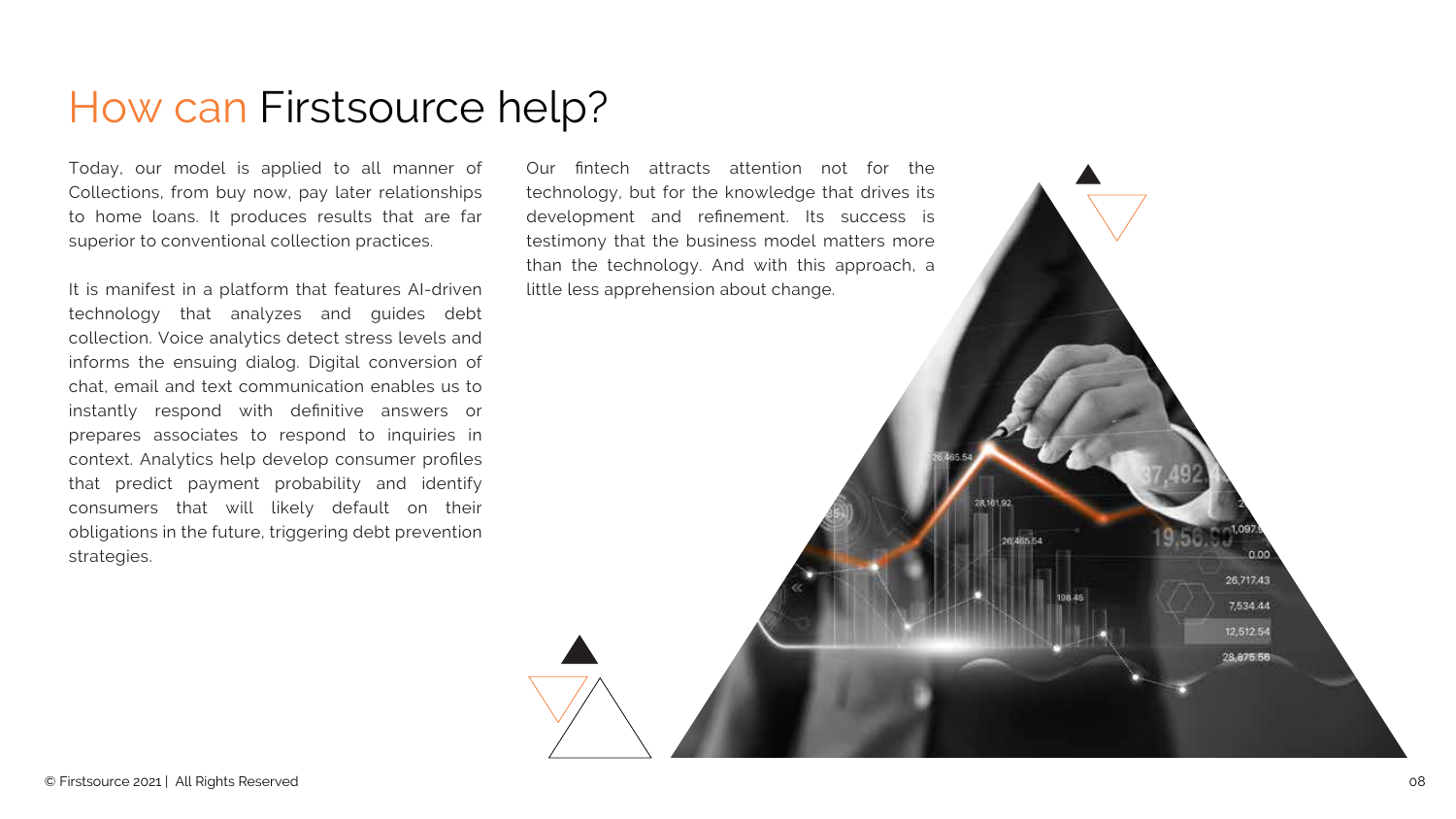# How can Firstsource help?

Today, our model is applied to all manner of Collections, from buy now, pay later relationships to home loans. It produces results that are far superior to conventional collection practices.

It is manifest in a platform that features AI-driven technology that analyzes and guides debt collection. Voice analytics detect stress levels and informs the ensuing dialog. Digital conversion of chat, email and text communication enables us to instantly respond with definitive answers or prepares associates to respond to inquiries in context. Analytics help develop consumer profiles that predict payment probability and identify consumers that will likely default on their obligations in the future, triggering debt prevention strategies.

Our fintech attracts attention not for the technology, but for the knowledge that drives its development and refinement. Its success is testimony that the business model matters more than the technology. And with this approach, a little less apprehension about change.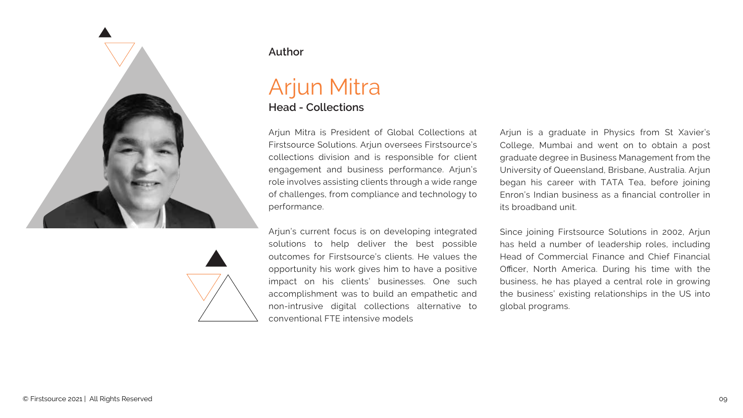**Author**

# Arjun Mitra

**Head - Collections**

Arjun Mitra is President of Global Collections at Firstsource Solutions. Arjun oversees Firstsource's collections division and is responsible for client engagement and business performance. Arjun's role involves assisting clients through a wide range of challenges, from compliance and technology to performance.

Arjun's current focus is on developing integrated solutions to help deliver the best possible outcomes for Firstsource's clients. He values the opportunity his work gives him to have a positive impact on his clients' businesses. One such accomplishment was to build an empathetic and non-intrusive digital collections alternative to conventional FTE intensive models

Arjun is a graduate in Physics from St Xavier's College, Mumbai and went on to obtain a post graduate degree in Business Management from the University of Queensland, Brisbane, Australia. Arjun began his career with TATA Tea, before joining Enron's Indian business as a financial controller in its broadband unit.

Since joining Firstsource Solutions in 2002, Arjun has held a number of leadership roles, including Head of Commercial Finance and Chief Financial Officer, North America. During his time with the business, he has played a central role in growing the business' existing relationships in the US into global programs.

© Firstsource 2021 | All Rights Reserved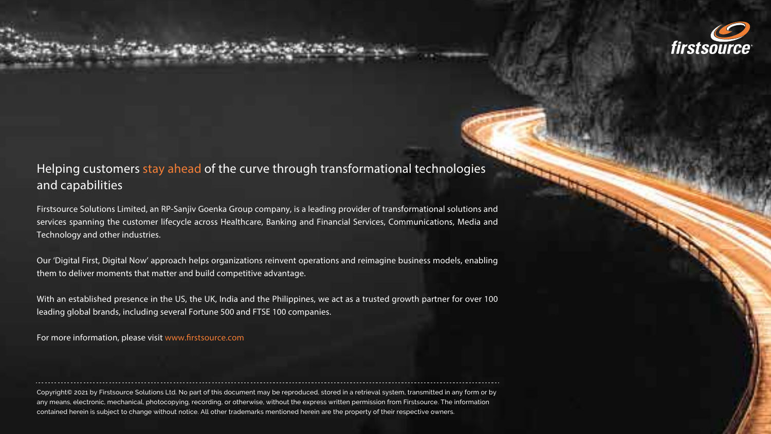## Helping customers stay ahead of the curve through transformational technologies and capabilities

Firstsource Solutions Limited, an RP-Sanjiv Goenka Group company, is a leading provider of transformational solutions and services spanning the customer lifecycle across Healthcare, Banking and Financial Services, Communications, Media and Technology and other industries.

Our 'Digital First, Digital Now' approach helps organizations reinvent operations and reimagine business models, enabling them to deliver moments that matter and build competitive advantage.

With an established presence in the US, the UK, India and the Philippines, we act as a trusted growth partner for over 100 leading global brands, including several Fortune 500 and FTSE 100 companies.

For more information, please visit www.firstsource.com

Copyright© 2021 by Firstsource Solutions Ltd. No part of this document may be reproduced, stored in a retrieval system, transmitted in any form or by any means, electronic, mechanical, photocopying, recording, or otherwise, without the express written permission from Firstsource. The information contained herein is subject to change without notice. All other trademarks mentioned herein are the property of their respective owners.